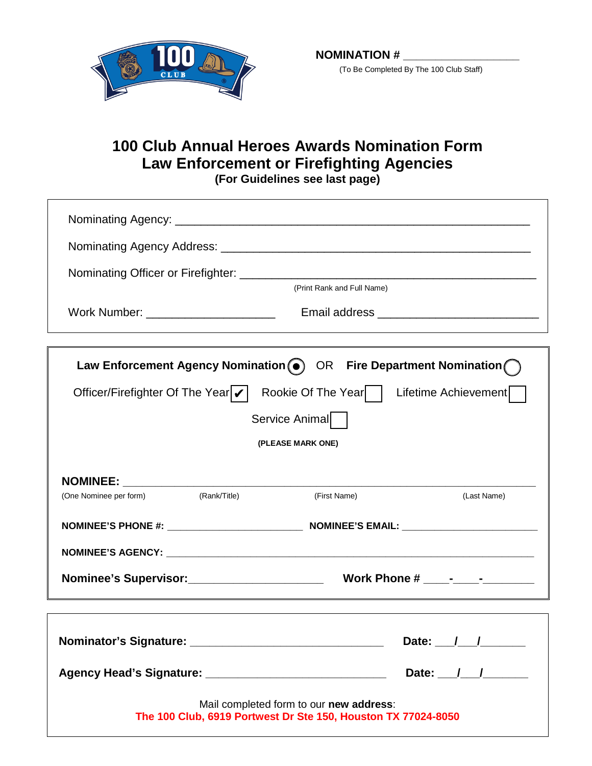**NOMINATION #** ____________________

(To Be Completed By The 100 Club Staff)

# 100 Club Annual Heroes Awards Nomination Form
## Law Enforcement or Firefighting Agencies
**(For Guidelines see last page)**

Nominating Agency: ____________________________________________

Nominating Agency Address: ____________________________________________

Nominating Officer or Firefighter: ____________________________________________
(Print Rank and Full Name)

Work Number: ____________________ Email address ________________________

---

**Law Enforcement Agency Nomination** (●) OR **Fire Department Nomination** ( )

Officer/Firefighter Of The Year [✔] Rookie Of The Year [ ] Lifetime Achievement [ ]

Service Animal [ ]

**(PLEASE MARK ONE)**

**NOMINEE:** ____________________________________________
(One Nominee per form) (Rank/Title) (First Name) (Last Name)

**NOMINEE'S PHONE #:** ________________________ **NOMINEE'S EMAIL:** ________________________

**NOMINEE'S AGENCY:** ____________________________________________

**Nominee's Supervisor:**_____________________ **Work Phone #** ____-____-________

---

**Nominator's Signature:** ______________________________ **Date:** ___/___/_______

**Agency Head's Signature:** ____________________________ **Date:** ___/___/_______

Mail completed form to our **new address**:
**The 100 Club, 6919 Portwest Dr Ste 150, Houston TX 77024-8050**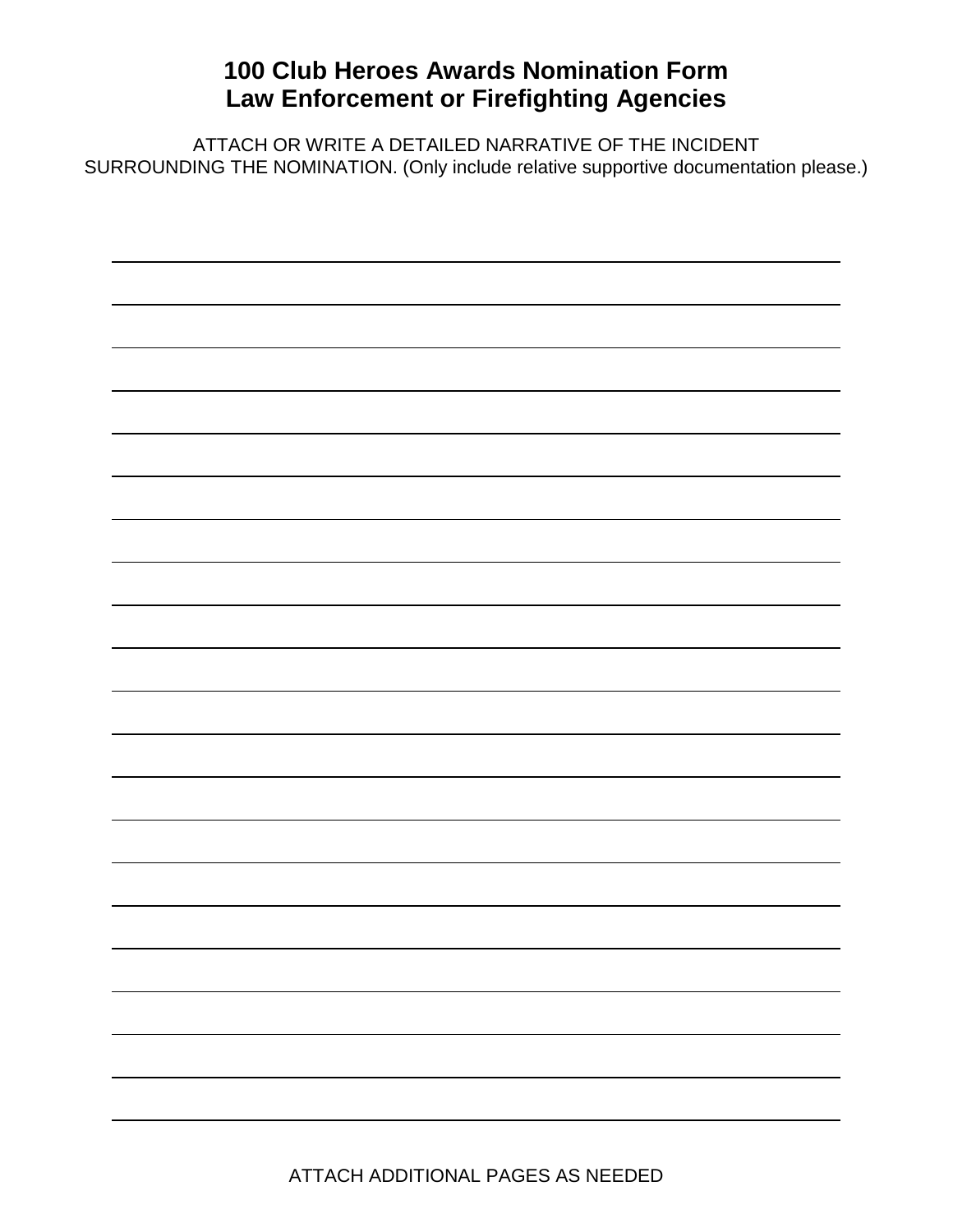# 100 Club Heroes Awards Nomination Form
# Law Enforcement or Firefighting Agencies

ATTACH OR WRITE A DETAILED NARRATIVE OF THE INCIDENT SURROUNDING THE NOMINATION. (Only include relative supportive documentation please.)

ATTACH ADDITIONAL PAGES AS NEEDED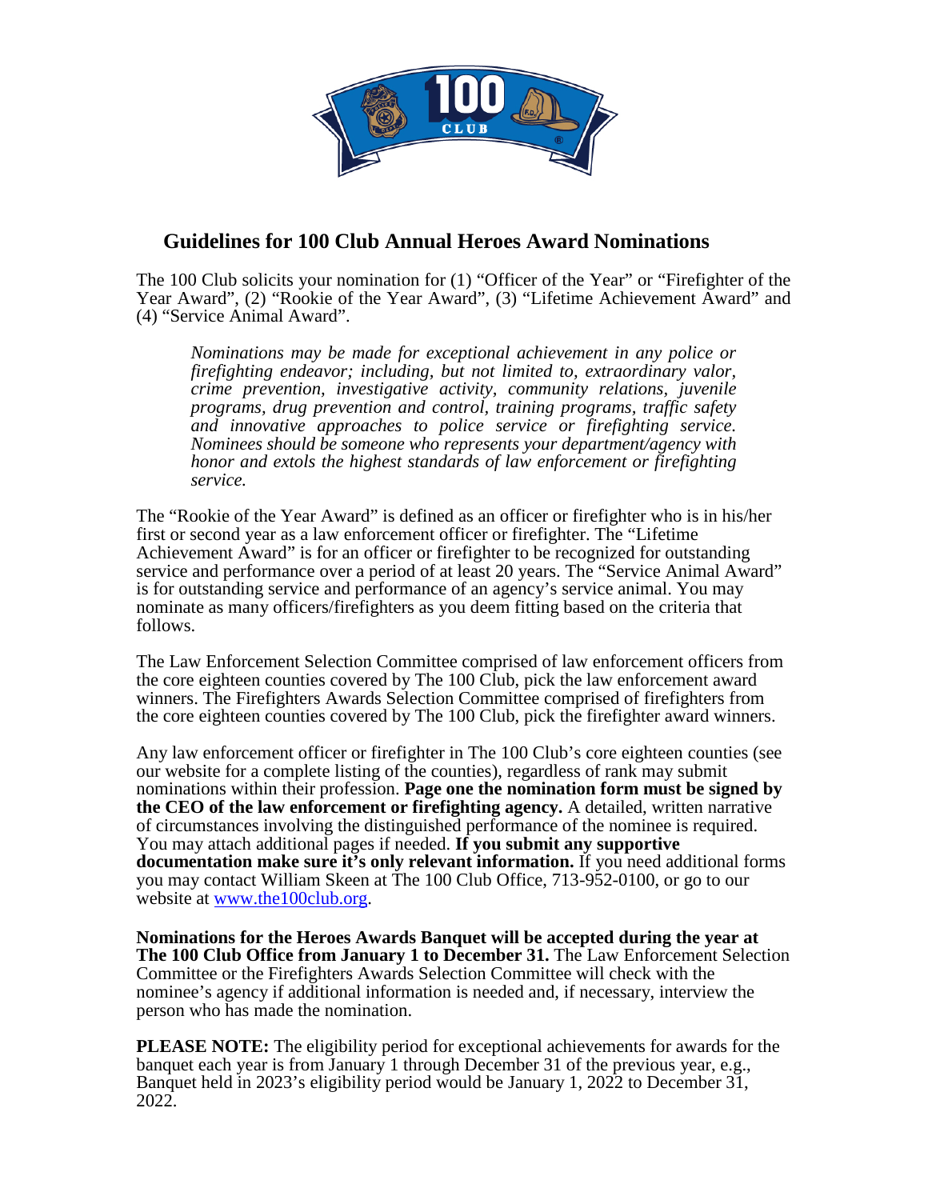## Guidelines for 100 Club Annual Heroes Award Nominations

The 100 Club solicits your nomination for (1) "Officer of the Year" or "Firefighter of the Year Award", (2) "Rookie of the Year Award", (3) "Lifetime Achievement Award" and (4) "Service Animal Award".

> *Nominations may be made for exceptional achievement in any police or firefighting endeavor; including, but not limited to, extraordinary valor, crime prevention, investigative activity, community relations, juvenile programs, drug prevention and control, training programs, traffic safety and innovative approaches to police service or firefighting service. Nominees should be someone who represents your department/agency with honor and extols the highest standards of law enforcement or firefighting service.*

The "Rookie of the Year Award" is defined as an officer or firefighter who is in his/her first or second year as a law enforcement officer or firefighter. The "Lifetime Achievement Award" is for an officer or firefighter to be recognized for outstanding service and performance over a period of at least 20 years. The "Service Animal Award" is for outstanding service and performance of an agency's service animal. You may nominate as many officers/firefighters as you deem fitting based on the criteria that follows.

The Law Enforcement Selection Committee comprised of law enforcement officers from the core eighteen counties covered by The 100 Club, pick the law enforcement award winners. The Firefighters Awards Selection Committee comprised of firefighters from the core eighteen counties covered by The 100 Club, pick the firefighter award winners.

Any law enforcement officer or firefighter in The 100 Club's core eighteen counties (see our website for a complete listing of the counties), regardless of rank may submit nominations within their profession. **Page one the nomination form must be signed by the CEO of the law enforcement or firefighting agency.** A detailed, written narrative of circumstances involving the distinguished performance of the nominee is required. You may attach additional pages if needed. **If you submit any supportive documentation make sure it's only relevant information.** If you need additional forms you may contact William Skeen at The 100 Club Office, 713-952-0100, or go to our website at [www.the100club.org](http://www.the100club.org).

**Nominations for the Heroes Awards Banquet will be accepted during the year at The 100 Club Office from January 1 to December 31.** The Law Enforcement Selection Committee or the Firefighters Awards Selection Committee will check with the nominee's agency if additional information is needed and, if necessary, interview the person who has made the nomination.

**PLEASE NOTE:** The eligibility period for exceptional achievements for awards for the banquet each year is from January 1 through December 31 of the previous year, e.g., Banquet held in 2023's eligibility period would be January 1, 2022 to December 31, 2022.